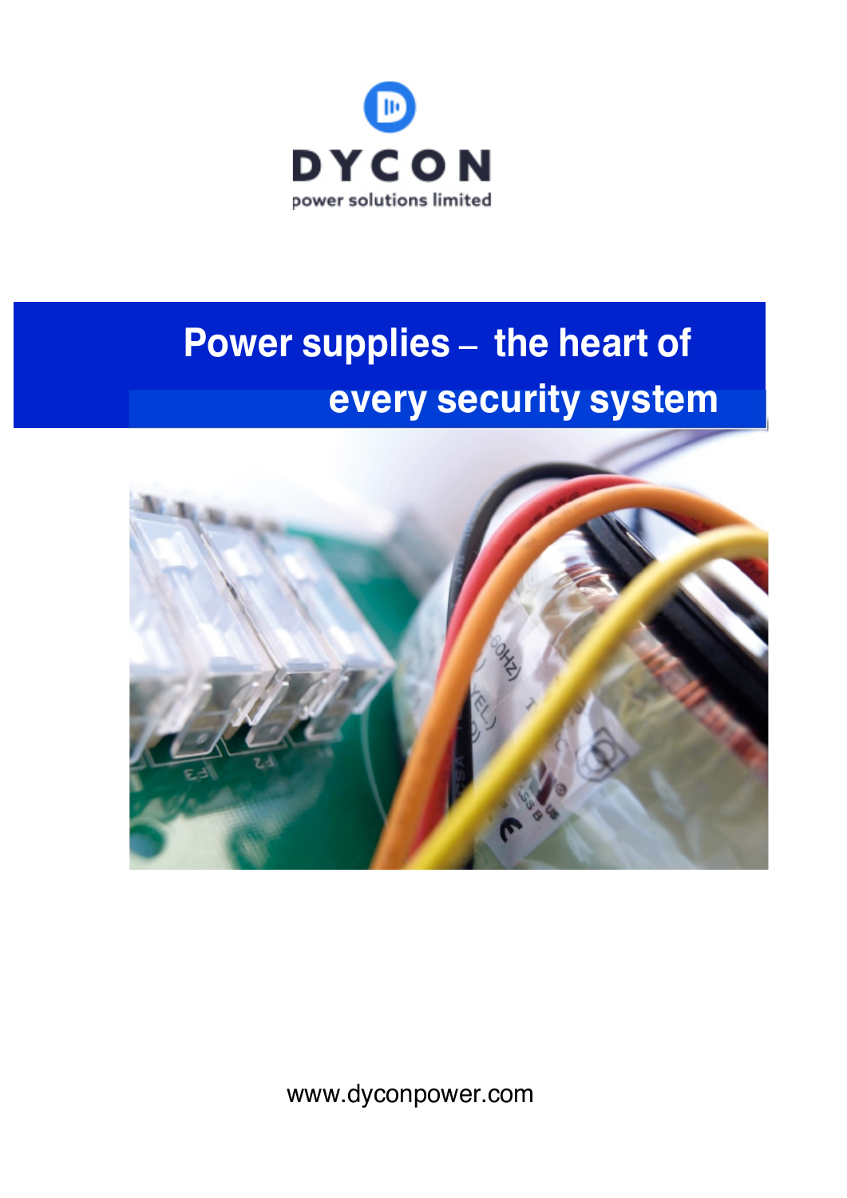DYCON

power solutions limited

# Power supplies – the heart of every security system

www.dyconpower.com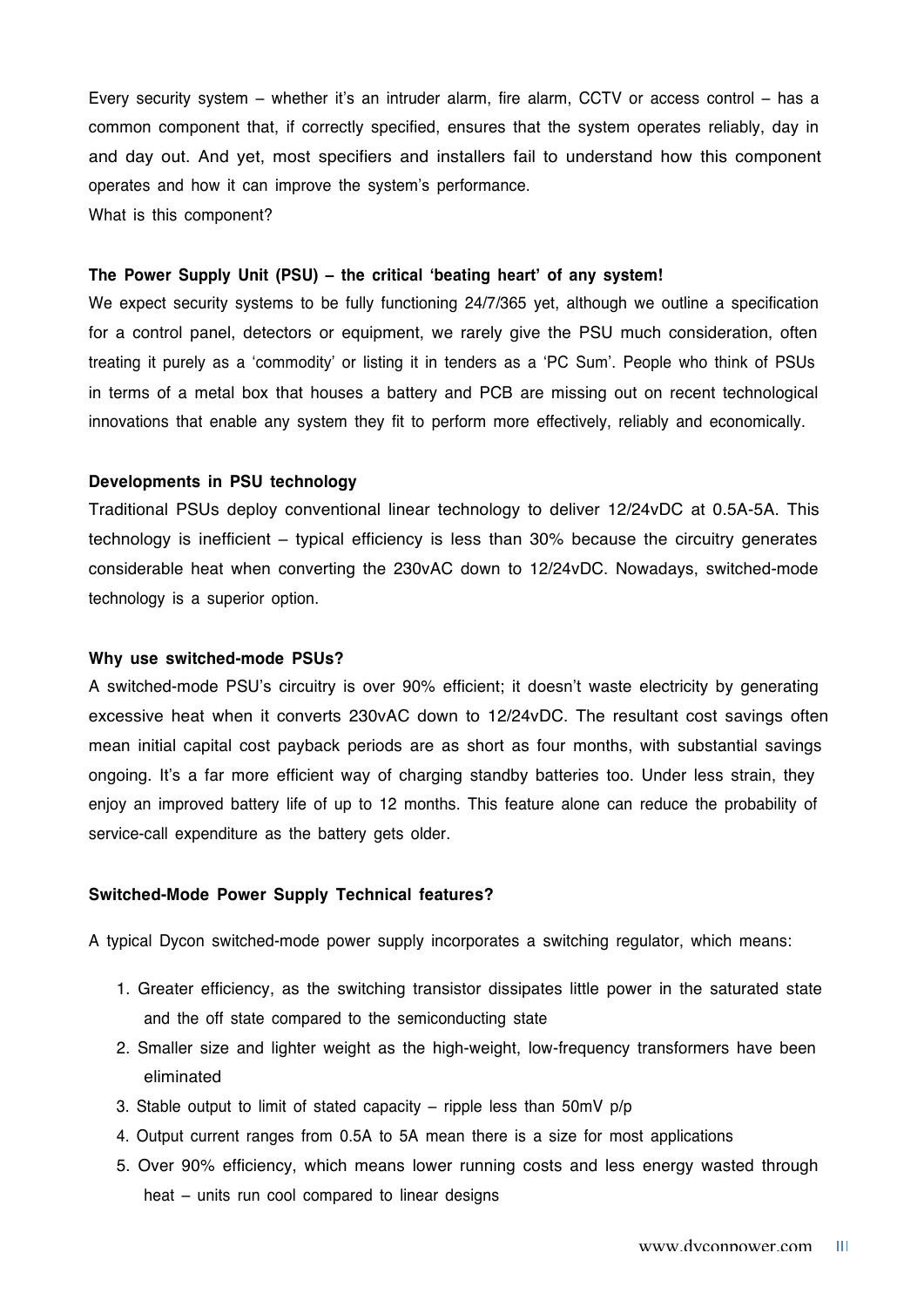Every security system – whether it's an intruder alarm, fire alarm, CCTV or access control – has a common component that, if correctly specified, ensures that the system operates reliably, day in and day out. And yet, most specifiers and installers fail to understand how this component operates and how it can improve the system's performance.

What is this component?

**The Power Supply Unit (PSU) – the critical 'beating heart' of any system!**

We expect security systems to be fully functioning 24/7/365 yet, although we outline a specification for a control panel, detectors or equipment, we rarely give the PSU much consideration, often treating it purely as a 'commodity' or listing it in tenders as a 'PC Sum'. People who think of PSUs in terms of a metal box that houses a battery and PCB are missing out on recent technological innovations that enable any system they fit to perform more effectively, reliably and economically.

**Developments in PSU technology**

Traditional PSUs deploy conventional linear technology to deliver 12/24vDC at 0.5A-5A. This technology is inefficient – typical efficiency is less than 30% because the circuitry generates considerable heat when converting the 230vAC down to 12/24vDC. Nowadays, switched-mode technology is a superior option.

**Why use switched-mode PSUs?**

A switched-mode PSU's circuitry is over 90% efficient; it doesn't waste electricity by generating excessive heat when it converts 230vAC down to 12/24vDC. The resultant cost savings often mean initial capital cost payback periods are as short as four months, with substantial savings ongoing. It's a far more efficient way of charging standby batteries too. Under less strain, they enjoy an improved battery life of up to 12 months. This feature alone can reduce the probability of service-call expenditure as the battery gets older.

**Switched-Mode Power Supply Technical features?**

A typical Dycon switched-mode power supply incorporates a switching regulator, which means:

1. Greater efficiency, as the switching transistor dissipates little power in the saturated state and the off state compared to the semiconducting state
2. Smaller size and lighter weight as the high-weight, low-frequency transformers have been eliminated
3. Stable output to limit of stated capacity – ripple less than 50mV p/p
4. Output current ranges from 0.5A to 5A mean there is a size for most applications
5. Over 90% efficiency, which means lower running costs and less energy wasted through heat – units run cool compared to linear designs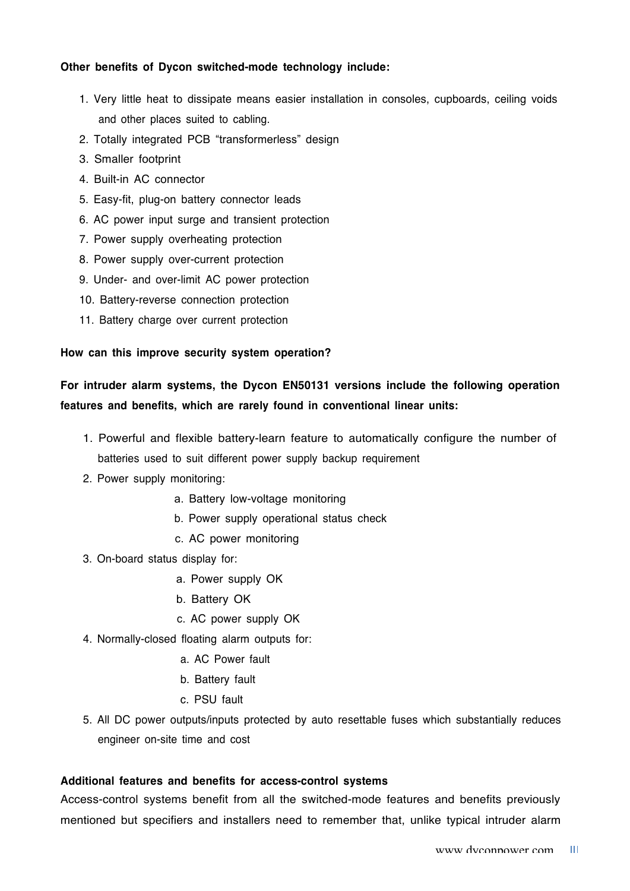**Other benefits of Dycon switched-mode technology include:**

1. Very little heat to dissipate means easier installation in consoles, cupboards, ceiling voids and other places suited to cabling.
2. Totally integrated PCB "transformerless" design
3. Smaller footprint
4. Built-in AC connector
5. Easy-fit, plug-on battery connector leads
6. AC power input surge and transient protection
7. Power supply overheating protection
8. Power supply over-current protection
9. Under- and over-limit AC power protection
10. Battery-reverse connection protection
11. Battery charge over current protection

**How can this improve security system operation?**

**For intruder alarm systems, the Dycon EN50131 versions include the following operation features and benefits, which are rarely found in conventional linear units:**

1. Powerful and flexible battery-learn feature to automatically configure the number of batteries used to suit different power supply backup requirement
2. Power supply monitoring:
   a. Battery low-voltage monitoring
   b. Power supply operational status check
   c. AC power monitoring
3. On-board status display for:
   a. Power supply OK
   b. Battery OK
   c. AC power supply OK
4. Normally-closed floating alarm outputs for:
   a. AC Power fault
   b. Battery fault
   c. PSU fault
5. All DC power outputs/inputs protected by auto resettable fuses which substantially reduces engineer on-site time and cost

**Additional features and benefits for access-control systems**

Access-control systems benefit from all the switched-mode features and benefits previously mentioned but specifiers and installers need to remember that, unlike typical intruder alarm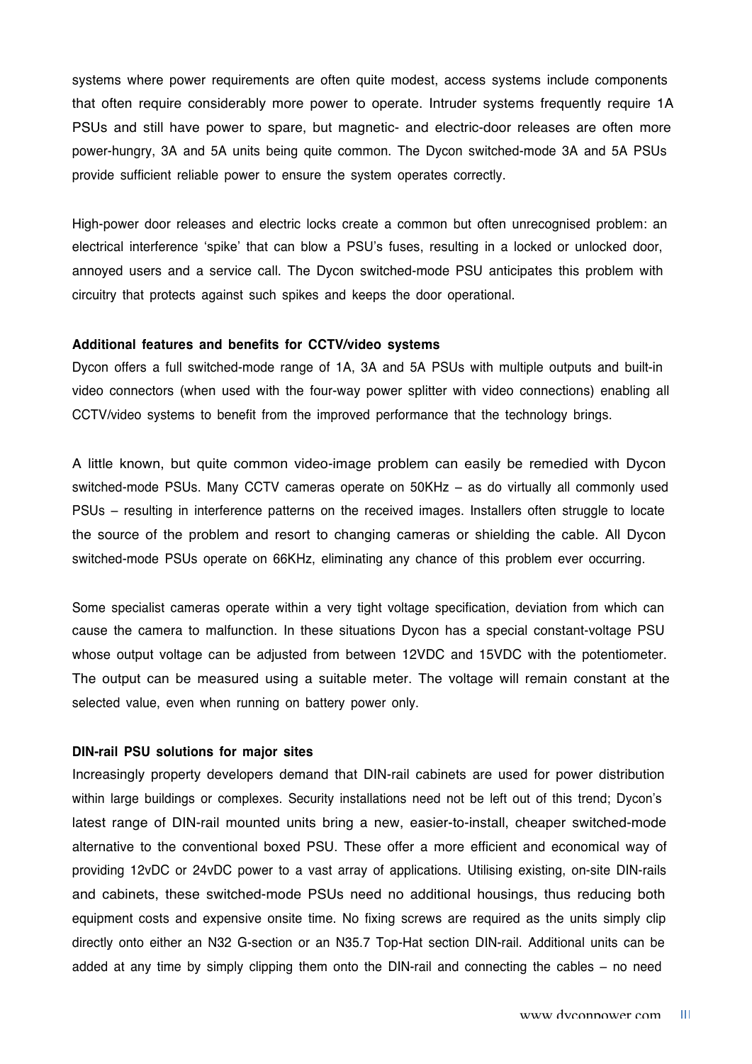systems where power requirements are often quite modest, access systems include components that often require considerably more power to operate. Intruder systems frequently require 1A PSUs and still have power to spare, but magnetic- and electric-door releases are often more power-hungry, 3A and 5A units being quite common. The Dycon switched-mode 3A and 5A PSUs provide sufficient reliable power to ensure the system operates correctly.

High-power door releases and electric locks create a common but often unrecognised problem: an electrical interference 'spike' that can blow a PSU's fuses, resulting in a locked or unlocked door, annoyed users and a service call. The Dycon switched-mode PSU anticipates this problem with circuitry that protects against such spikes and keeps the door operational.

**Additional features and benefits for CCTV/video systems**

Dycon offers a full switched-mode range of 1A, 3A and 5A PSUs with multiple outputs and built-in video connectors (when used with the four-way power splitter with video connections) enabling all CCTV/video systems to benefit from the improved performance that the technology brings.

A little known, but quite common video-image problem can easily be remedied with Dycon switched-mode PSUs. Many CCTV cameras operate on 50KHz – as do virtually all commonly used PSUs – resulting in interference patterns on the received images. Installers often struggle to locate the source of the problem and resort to changing cameras or shielding the cable. All Dycon switched-mode PSUs operate on 66KHz, eliminating any chance of this problem ever occurring.

Some specialist cameras operate within a very tight voltage specification, deviation from which can cause the camera to malfunction. In these situations Dycon has a special constant-voltage PSU whose output voltage can be adjusted from between 12VDC and 15VDC with the potentiometer. The output can be measured using a suitable meter. The voltage will remain constant at the selected value, even when running on battery power only.

**DIN-rail PSU solutions for major sites**

Increasingly property developers demand that DIN-rail cabinets are used for power distribution within large buildings or complexes. Security installations need not be left out of this trend; Dycon's latest range of DIN-rail mounted units bring a new, easier-to-install, cheaper switched-mode alternative to the conventional boxed PSU. These offer a more efficient and economical way of providing 12vDC or 24vDC power to a vast array of applications. Utilising existing, on-site DIN-rails and cabinets, these switched-mode PSUs need no additional housings, thus reducing both equipment costs and expensive onsite time. No fixing screws are required as the units simply clip directly onto either an N32 G-section or an N35.7 Top-Hat section DIN-rail. Additional units can be added at any time by simply clipping them onto the DIN-rail and connecting the cables – no need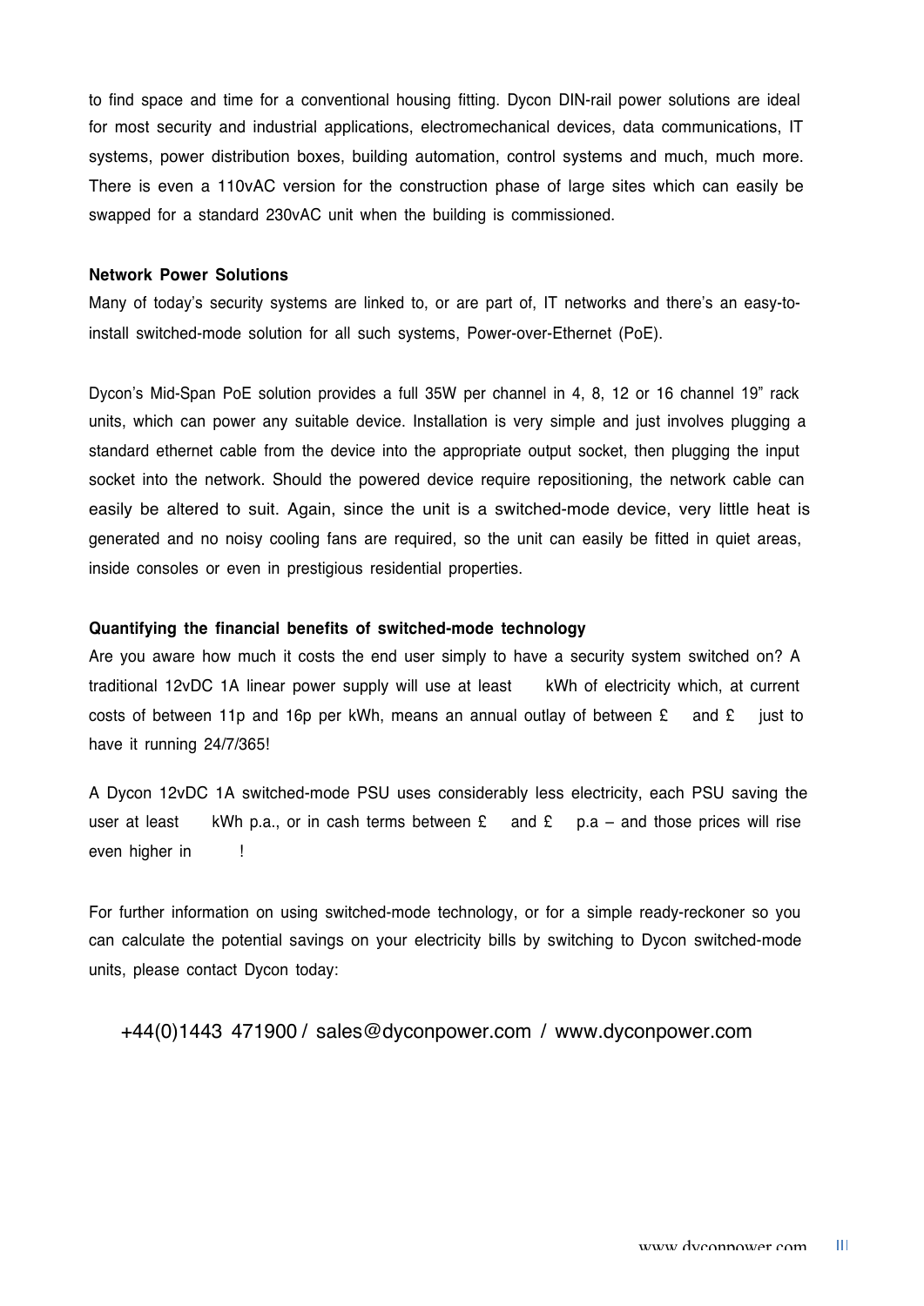to find space and time for a conventional housing fitting. Dycon DIN-rail power solutions are ideal for most security and industrial applications, electromechanical devices, data communications, IT systems, power distribution boxes, building automation, control systems and much, much more. There is even a 110vAC version for the construction phase of large sites which can easily be swapped for a standard 230vAC unit when the building is commissioned.

**Network Power Solutions**

Many of today's security systems are linked to, or are part of, IT networks and there's an easy-to-install switched-mode solution for all such systems, Power-over-Ethernet (PoE).

Dycon's Mid-Span PoE solution provides a full 35W per channel in 4, 8, 12 or 16 channel 19" rack units, which can power any suitable device. Installation is very simple and just involves plugging a standard ethernet cable from the device into the appropriate output socket, then plugging the input socket into the network. Should the powered device require repositioning, the network cable can easily be altered to suit. Again, since the unit is a switched-mode device, very little heat is generated and no noisy cooling fans are required, so the unit can easily be fitted in quiet areas, inside consoles or even in prestigious residential properties.

**Quantifying the financial benefits of switched-mode technology**

Are you aware how much it costs the end user simply to have a security system switched on? A traditional 12vDC 1A linear power supply will use at least kWh of electricity which, at current costs of between 11p and 16p per kWh, means an annual outlay of between £ and £ just to have it running 24/7/365!

A Dycon 12vDC 1A switched-mode PSU uses considerably less electricity, each PSU saving the user at least kWh p.a., or in cash terms between £ and £ p.a – and those prices will rise even higher in !

For further information on using switched-mode technology, or for a simple ready-reckoner so you can calculate the potential savings on your electricity bills by switching to Dycon switched-mode units, please contact Dycon today:

+44(0)1443 471900 / sales@dyconpower.com / www.dyconpower.com